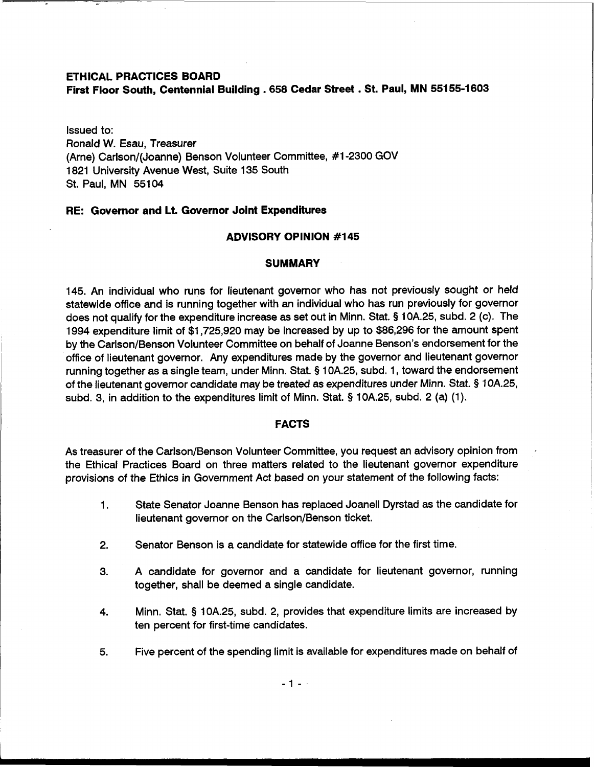**ETHICAL PRACTICES BOARD**
**First Floor South, Centennial Building . 658 Cedar Street . St. Paul, MN 55155-1603**

Issued to:
Ronald W. Esau, Treasurer
(Arne) Carlson/(Joanne) Benson Volunteer Committee, #1-2300 GOV
1821 University Avenue West, Suite 135 South
St. Paul, MN 55104

**RE: Governor and Lt. Governor Joint Expenditures**

## ADVISORY OPINION #145

## SUMMARY

145. An individual who runs for lieutenant governor who has not previously sought or held statewide office and is running together with an individual who has run previously for governor does not qualify for the expenditure increase as set out in Minn. Stat. § 10A.25, subd. 2 (c). The 1994 expenditure limit of $1,725,920 may be increased by up to $86,296 for the amount spent by the Carlson/Benson Volunteer Committee on behalf of Joanne Benson's endorsement for the office of lieutenant governor. Any expenditures made by the governor and lieutenant governor running together as a single team, under Minn. Stat. § 10A.25, subd. 1, toward the endorsement of the lieutenant governor candidate may be treated as expenditures under Minn. Stat. § 10A.25, subd. 3, in addition to the expenditures limit of Minn. Stat. § 10A.25, subd. 2 (a) (1).

## FACTS

As treasurer of the Carlson/Benson Volunteer Committee, you request an advisory opinion from the Ethical Practices Board on three matters related to the lieutenant governor expenditure provisions of the Ethics in Government Act based on your statement of the following facts:

1. State Senator Joanne Benson has replaced Joanell Dyrstad as the candidate for lieutenant governor on the Carlson/Benson ticket.

2. Senator Benson is a candidate for statewide office for the first time.

3. A candidate for governor and a candidate for lieutenant governor, running together, shall be deemed a single candidate.

4. Minn. Stat. § 10A.25, subd. 2, provides that expenditure limits are increased by ten percent for first-time candidates.

5. Five percent of the spending limit is available for expenditures made on behalf of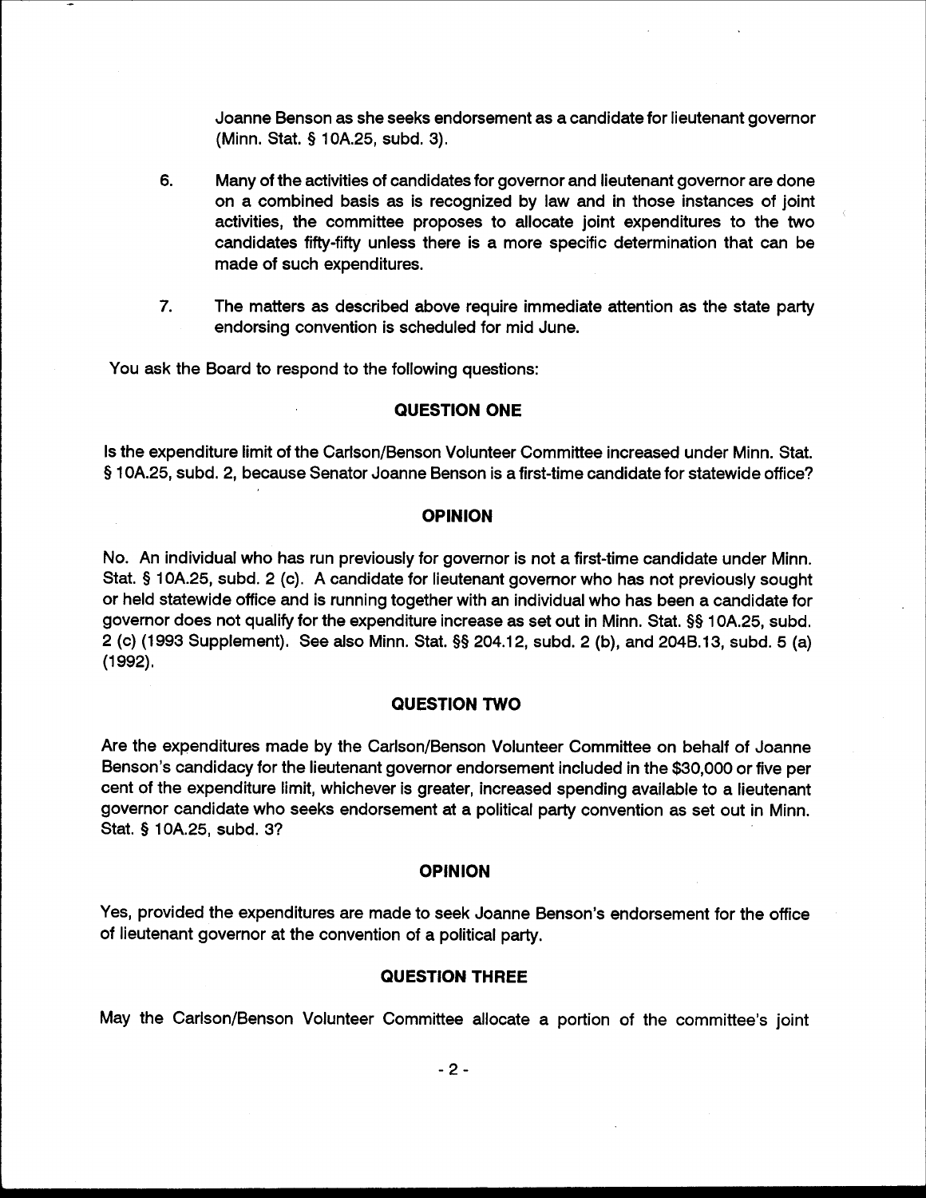Joanne Benson as she seeks endorsement as a candidate for lieutenant governor (Minn. Stat. § 10A.25, subd. 3).

6. Many of the activities of candidates for governor and lieutenant governor are done on a combined basis as is recognized by law and in those instances of joint activities, the committee proposes to allocate joint expenditures to the two candidates fifty-fifty unless there is a more specific determination that can be made of such expenditures.

7. The matters as described above require immediate attention as the state party endorsing convention is scheduled for mid June.

You ask the Board to respond to the following questions:

## QUESTION ONE

Is the expenditure limit of the Carlson/Benson Volunteer Committee increased under Minn. Stat. § 10A.25, subd. 2, because Senator Joanne Benson is a first-time candidate for statewide office?

## OPINION

No. An individual who has run previously for governor is not a first-time candidate under Minn. Stat. § 10A.25, subd. 2 (c). A candidate for lieutenant governor who has not previously sought or held statewide office and is running together with an individual who has been a candidate for governor does not qualify for the expenditure increase as set out in Minn. Stat. §§ 10A.25, subd. 2 (c) (1993 Supplement). See also Minn. Stat. §§ 204.12, subd. 2 (b), and 204B.13, subd. 5 (a) (1992).

## QUESTION TWO

Are the expenditures made by the Carlson/Benson Volunteer Committee on behalf of Joanne Benson's candidacy for the lieutenant governor endorsement included in the $30,000 or five per cent of the expenditure limit, whichever is greater, increased spending available to a lieutenant governor candidate who seeks endorsement at a political party convention as set out in Minn. Stat. § 10A.25, subd. 3?

## OPINION

Yes, provided the expenditures are made to seek Joanne Benson's endorsement for the office of lieutenant governor at the convention of a political party.

## QUESTION THREE

May the Carlson/Benson Volunteer Committee allocate a portion of the committee's joint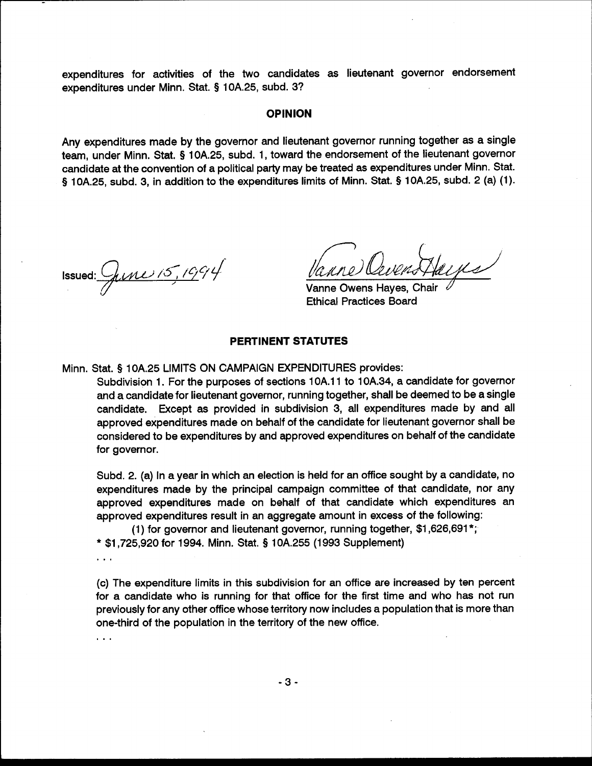expenditures for activities of the two candidates as lieutenant governor endorsement expenditures under Minn. Stat. § 10A.25, subd. 3?

## OPINION

Any expenditures made by the governor and lieutenant governor running together as a single team, under Minn. Stat. § 10A.25, subd. 1, toward the endorsement of the lieutenant governor candidate at the convention of a political party may be treated as expenditures under Minn. Stat. § 10A.25, subd. 3, in addition to the expenditures limits of Minn. Stat. § 10A.25, subd. 2 (a) (1).

Issued: June 15, 1994

Vanne Owens Hayes, Chair
Ethical Practices Board

## PERTINENT STATUTES

Minn. Stat. § 10A.25 LIMITS ON CAMPAIGN EXPENDITURES provides:

Subdivision 1. For the purposes of sections 10A.11 to 10A.34, a candidate for governor and a candidate for lieutenant governor, running together, shall be deemed to be a single candidate. Except as provided in subdivision 3, all expenditures made by and all approved expenditures made on behalf of the candidate for lieutenant governor shall be considered to be expenditures by and approved expenditures on behalf of the candidate for governor.

Subd. 2. (a) In a year in which an election is held for an office sought by a candidate, no expenditures made by the principal campaign committee of that candidate, nor any approved expenditures made on behalf of that candidate which expenditures an approved expenditures result in an aggregate amount in excess of the following:

(1) for governor and lieutenant governor, running together, $1,626,691*;

* $1,725,920 for 1994. Minn. Stat. § 10A.255 (1993 Supplement)

. . .

(c) The expenditure limits in this subdivision for an office are increased by ten percent for a candidate who is running for that office for the first time and who has not run previously for any other office whose territory now includes a population that is more than one-third of the population in the territory of the new office.

. . .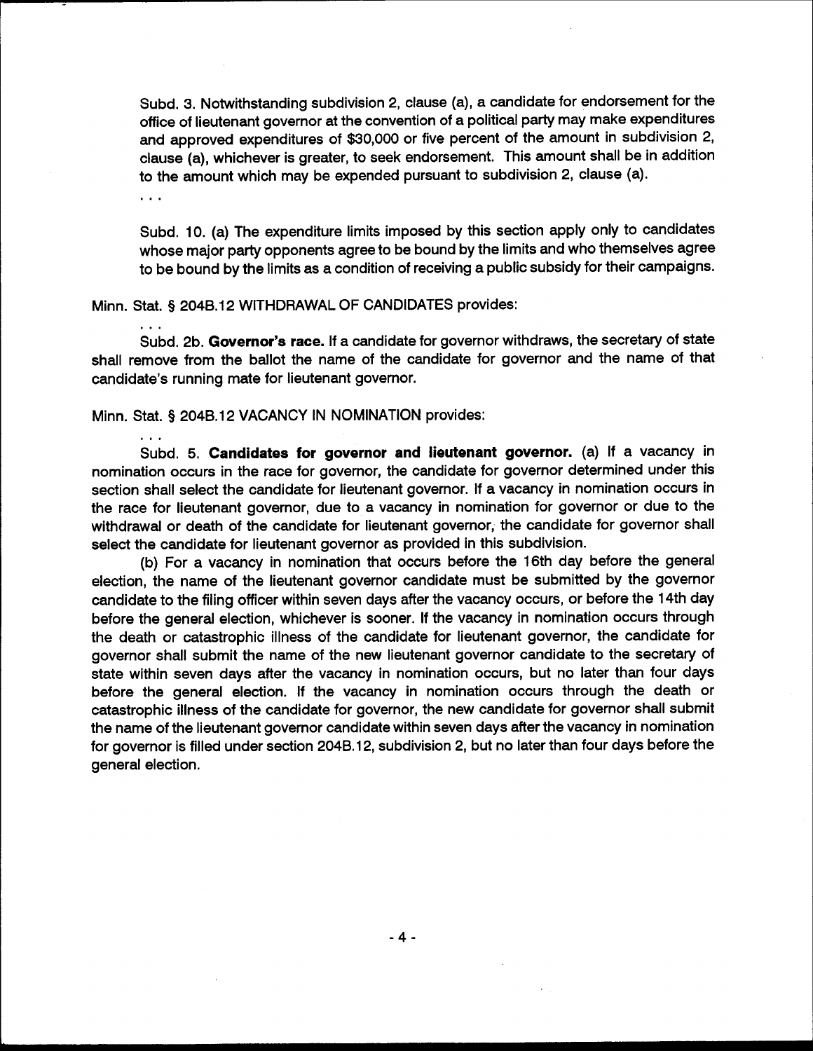Subd. 3. Notwithstanding subdivision 2, clause (a), a candidate for endorsement for the office of lieutenant governor at the convention of a political party may make expenditures and approved expenditures of $30,000 or five percent of the amount in subdivision 2, clause (a), whichever is greater, to seek endorsement. This amount shall be in addition to the amount which may be expended pursuant to subdivision 2, clause (a).

. . .

Subd. 10. (a) The expenditure limits imposed by this section apply only to candidates whose major party opponents agree to be bound by the limits and who themselves agree to be bound by the limits as a condition of receiving a public subsidy for their campaigns.

Minn. Stat. § 204B.12 WITHDRAWAL OF CANDIDATES provides:

. . .

Subd. 2b. **Governor's race.** If a candidate for governor withdraws, the secretary of state shall remove from the ballot the name of the candidate for governor and the name of that candidate's running mate for lieutenant governor.

Minn. Stat. § 204B.12 VACANCY IN NOMINATION provides:

. . .

Subd. 5. **Candidates for governor and lieutenant governor.** (a) If a vacancy in nomination occurs in the race for governor, the candidate for governor determined under this section shall select the candidate for lieutenant governor. If a vacancy in nomination occurs in the race for lieutenant governor, due to a vacancy in nomination for governor or due to the withdrawal or death of the candidate for lieutenant governor, the candidate for governor shall select the candidate for lieutenant governor as provided in this subdivision.

(b) For a vacancy in nomination that occurs before the 16th day before the general election, the name of the lieutenant governor candidate must be submitted by the governor candidate to the filing officer within seven days after the vacancy occurs, or before the 14th day before the general election, whichever is sooner. If the vacancy in nomination occurs through the death or catastrophic illness of the candidate for lieutenant governor, the candidate for governor shall submit the name of the new lieutenant governor candidate to the secretary of state within seven days after the vacancy in nomination occurs, but no later than four days before the general election. If the vacancy in nomination occurs through the death or catastrophic illness of the candidate for governor, the new candidate for governor shall submit the name of the lieutenant governor candidate within seven days after the vacancy in nomination for governor is filled under section 204B.12, subdivision 2, but no later than four days before the general election.